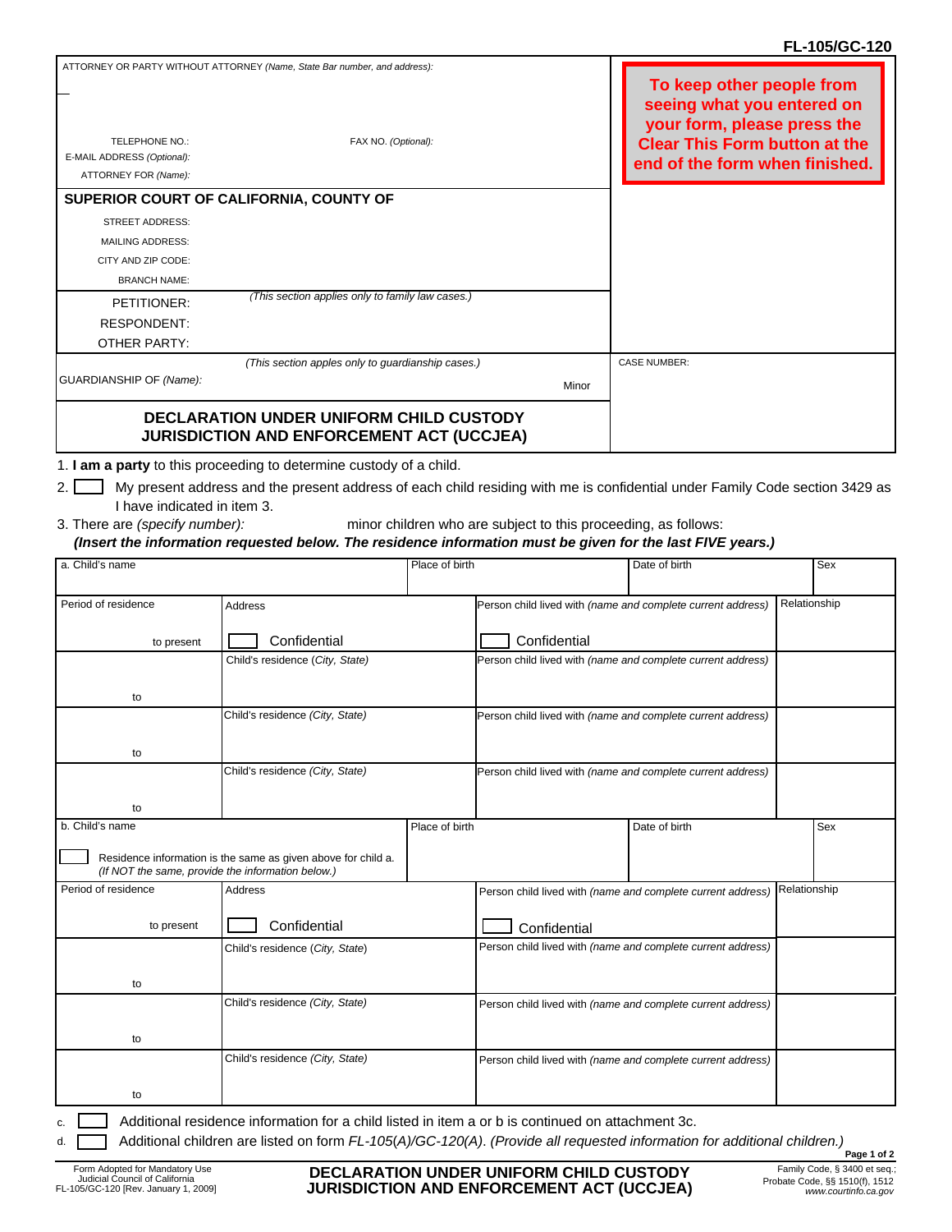**FL-105/GC-120**

| ATTORNEY OR PARTY WITHOUT ATTORNEY *(Name, State Bar number, and address)*: | **To keep other people from seeing what you entered on your form, please press the Clear This Form button at the end of the form when finished.** |
|---|---|
| TELEPHONE NO.: FAX NO. *(Optional)*: | |
| E-MAIL ADDRESS *(Optional)*: | |
| ATTORNEY FOR *(Name)*: | |
| **SUPERIOR COURT OF CALIFORNIA, COUNTY OF** | |
| STREET ADDRESS: | |
| MAILING ADDRESS: | |
| CITY AND ZIP CODE: | |
| BRANCH NAME: | |
| *(This section applies only to family law cases.)* | |
| PETITIONER: | |
| RESPONDENT: | |
| OTHER PARTY: | |
| *(This section apples only to guardianship cases.)* | CASE NUMBER: |
| GUARDIANSHIP OF *(Name)*: Minor | |
| **DECLARATION UNDER UNIFORM CHILD CUSTODY JURISDICTION AND ENFORCEMENT ACT (UCCJEA)** | |

1. **I am a party** to this proceeding to determine custody of a child.
2. ☐ My present address and the present address of each child residing with me is confidential under Family Code section 3429 as I have indicated in item 3.
3. There are *(specify number)*: minor children who are subject to this proceeding, as follows:
   ***(Insert the information requested below. The residence information must be given for the last FIVE years.)***

| a. Child's name | | Place of birth | Date of birth | Sex |
|---|---|---|---|---|
| Period of residence | Address | | Person child lived with *(name and complete current address)* | Relationship |
| to present | ☐ Confidential | | ☐ Confidential | |
| to | Child's residence *(City, State)* | | Person child lived with *(name and complete current address)* | |
| to | Child's residence *(City, State)* | | Person child lived with *(name and complete current address)* | |
| to | Child's residence *(City, State)* | | Person child lived with *(name and complete current address)* | |
| b. Child's name<br>☐ Residence information is the same as given above for child a. *(If NOT the same, provide the information below.)* | | Place of birth | Date of birth | Sex |
| Period of residence | Address | | Person child lived with *(name and complete current address)* | Relationship |
| to present | ☐ Confidential | | ☐ Confidential | |
| to | Child's residence *(City, State)* | | Person child lived with *(name and complete current address)* | |
| to | Child's residence *(City, State)* | | Person child lived with *(name and complete current address)* | |
| to | Child's residence *(City, State)* | | Person child lived with *(name and complete current address)* | |

c. ☐ Additional residence information for a child listed in item a or b is continued on attachment 3c.

d. ☐ Additional children are listed on form *FL-105(A)/GC-120(A). (Provide all requested information for additional children.)*

Form Adopted for Mandatory Use
Judicial Council of California
FL-105/GC-120 [Rev. January 1, 2009]

**DECLARATION UNDER UNIFORM CHILD CUSTODY JURISDICTION AND ENFORCEMENT ACT (UCCJEA)**

Family Code, § 3400 et seq.;
Probate Code, §§ 1510(f), 1512
*www.courtinfo.ca.gov*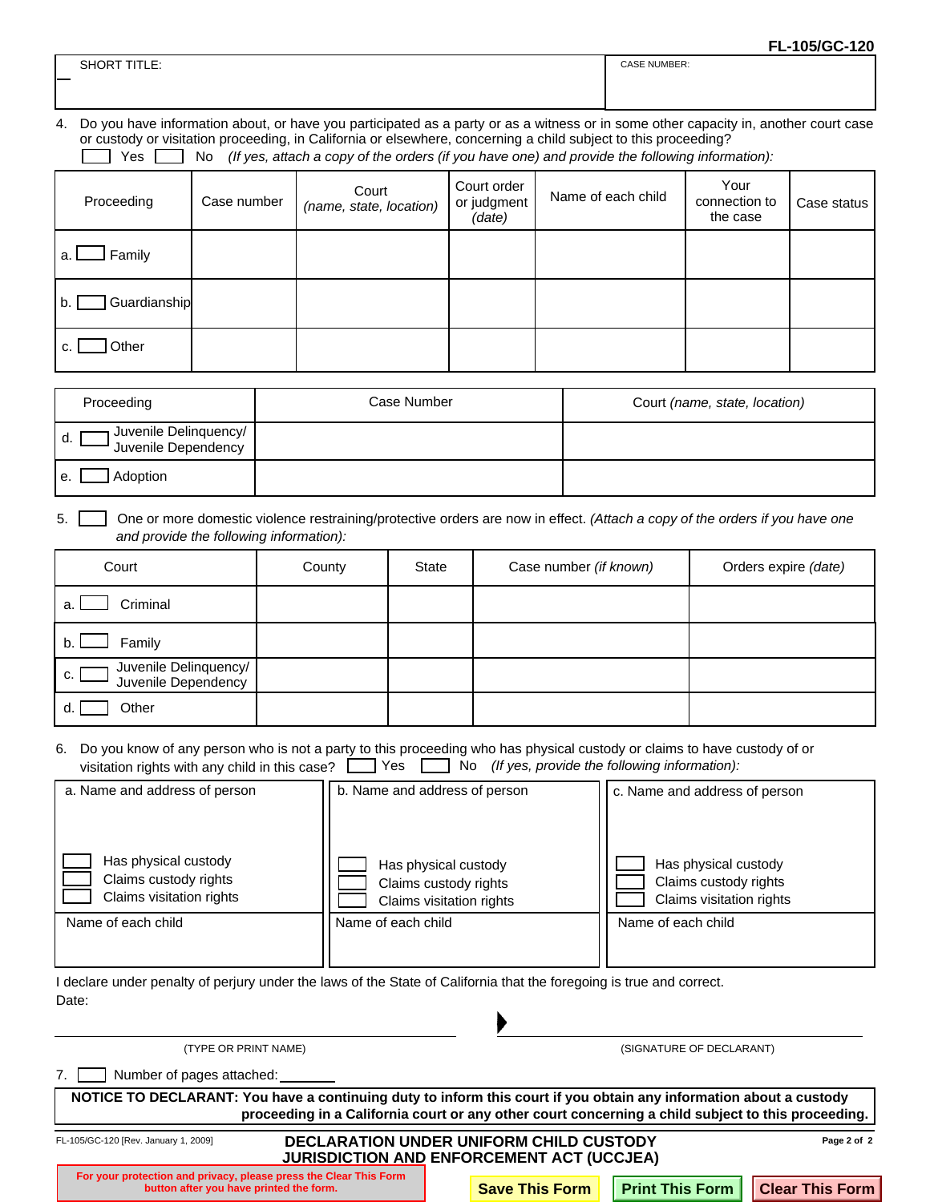| SHORT TITLE: | CASE NUMBER: |
|---|---|
| | |

4. Do you have information about, or have you participated as a party or as a witness or in some other capacity in, another court case or custody or visitation proceeding, in California or elsewhere, concerning a child subject to this proceeding?
☐ Yes ☐ No *(If yes, attach a copy of the orders (if you have one) and provide the following information):*

| Proceeding | Case number | Court *(name, state, location)* | Court order or judgment *(date)* | Name of each child | Your connection to the case | Case status |
|---|---|---|---|---|---|---|
| a. ☐ Family | | | | | | |
| b. ☐ Guardianship | | | | | | |
| c. ☐ Other | | | | | | |

| Proceeding | Case Number | Court *(name, state, location)* |
|---|---|---|
| d. ☐ Juvenile Delinquency/ Juvenile Dependency | | |
| e. ☐ Adoption | | |

5. ☐ One or more domestic violence restraining/protective orders are now in effect. *(Attach a copy of the orders if you have one and provide the following information):*

| Court | County | State | Case number *(if known)* | Orders expire *(date)* |
|---|---|---|---|---|
| a. ☐ Criminal | | | | |
| b. ☐ Family | | | | |
| c. ☐ Juvenile Delinquency/ Juvenile Dependency | | | | |
| d. ☐ Other | | | | |

6. Do you know of any person who is not a party to this proceeding who has physical custody or claims to have custody of or visitation rights with any child in this case? ☐ Yes ☐ No *(If yes, provide the following information):*

| a. Name and address of person | b. Name and address of person | c. Name and address of person |
|---|---|---|
| ☐ Has physical custody<br>☐ Claims custody rights<br>☐ Claims visitation rights | ☐ Has physical custody<br>☐ Claims custody rights<br>☐ Claims visitation rights | ☐ Has physical custody<br>☐ Claims custody rights<br>☐ Claims visitation rights |
| Name of each child | Name of each child | Name of each child |

I declare under penalty of perjury under the laws of the State of California that the foregoing is true and correct.

Date:

_______________________________ ▶ _______________________________

(TYPE OR PRINT NAME) (SIGNATURE OF DECLARANT)

7. ☐ Number of pages attached: ________

**NOTICE TO DECLARANT: You have a continuing duty to inform this court if you obtain any information about a custody proceeding in a California court or any other court concerning a child subject to this proceeding.**

FL-105/GC-120 [Rev. January 1, 2009]

**DECLARATION UNDER UNIFORM CHILD CUSTODY JURISDICTION AND ENFORCEMENT ACT (UCCJEA)**

For your protection and privacy, please press the Clear This Form button after you have printed the form.

Save This Form | Print This Form | Clear This Form